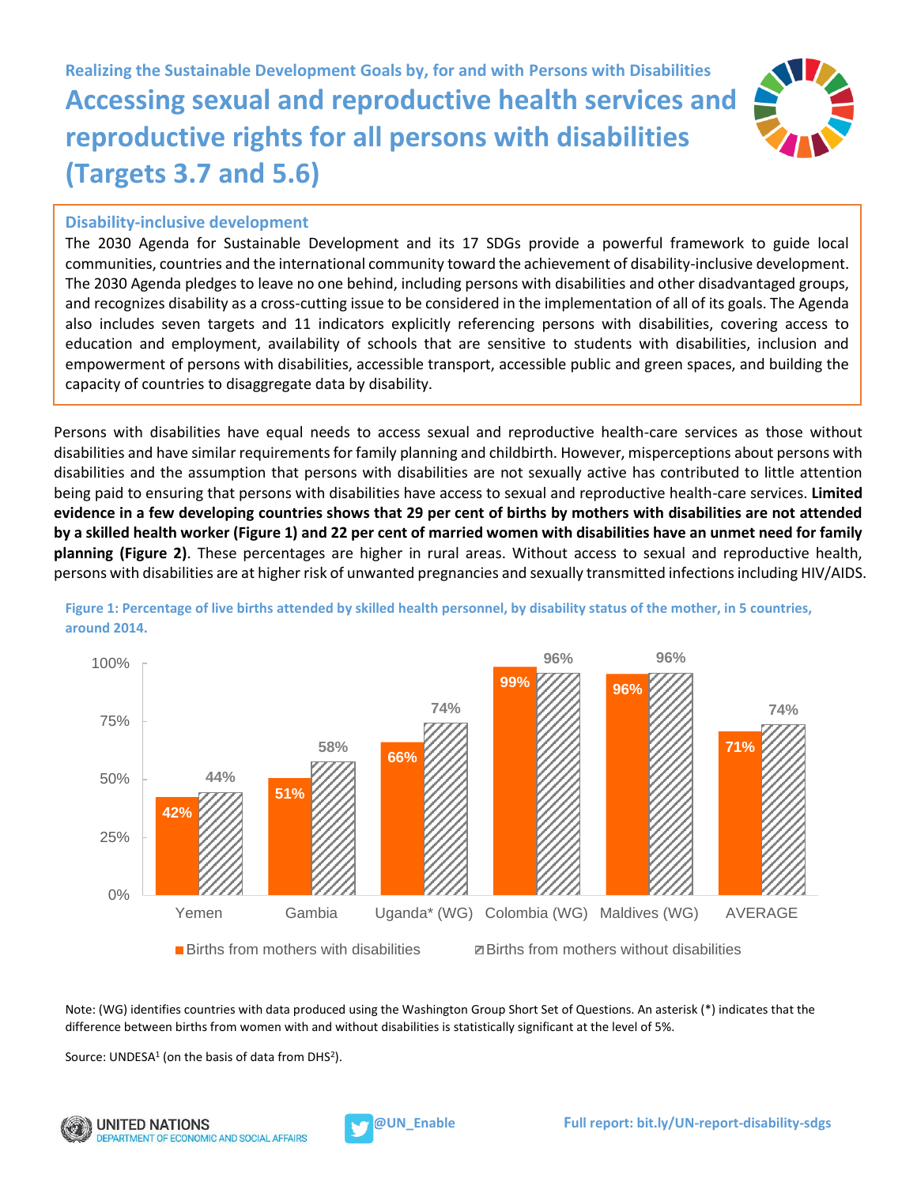Realizing the Sustainable Development Goals by, for and with Persons with Disabilities

# Accessing sexual and reproductive health services and reproductive rights for all persons with disabilities (Targets 3.7 and 5.6)

## Disability-inclusive development

The 2030 Agenda for Sustainable Development and its 17 SDGs provide a powerful framework to guide local communities, countries and the international community toward the achievement of disability-inclusive development. The 2030 Agenda pledges to leave no one behind, including persons with disabilities and other disadvantaged groups, and recognizes disability as a cross-cutting issue to be considered in the implementation of all of its goals. The Agenda also includes seven targets and 11 indicators explicitly referencing persons with disabilities, covering access to education and employment, availability of schools that are sensitive to students with disabilities, inclusion and empowerment of persons with disabilities, accessible transport, accessible public and green spaces, and building the capacity of countries to disaggregate data by disability.

Persons with disabilities have equal needs to access sexual and reproductive health-care services as those without disabilities and have similar requirements for family planning and childbirth. However, misperceptions about persons with disabilities and the assumption that persons with disabilities are not sexually active has contributed to little attention being paid to ensuring that persons with disabilities have access to sexual and reproductive health-care services. **Limited evidence in a few developing countries shows that 29 per cent of births by mothers with disabilities are not attended by a skilled health worker (Figure 1) and 22 per cent of married women with disabilities have an unmet need for family planning (Figure 2)**. These percentages are higher in rural areas. Without access to sexual and reproductive health, persons with disabilities are at higher risk of unwanted pregnancies and sexually transmitted infections including HIV/AIDS.

**Figure 1: Percentage of live births attended by skilled health personnel, by disability status of the mother, in 5 countries, around 2014.**

| Country | Births from mothers with disabilities | Births from mothers without disabilities |
| --- | --- | --- |
| Yemen | 42% | 44% |
| Gambia | 51% | 58% |
| Uganda* (WG) | 66% | 74% |
| Colombia (WG) | 99% | 96% |
| Maldives (WG) | 96% | 96% |
| AVERAGE | 71% | 74% |

Note: (WG) identifies countries with data produced using the Washington Group Short Set of Questions. An asterisk (*) indicates that the difference between births from women with and without disabilities is statistically significant at the level of 5%.

Source: UNDESA[1] (on the basis of data from DHS[2]).

UNITED NATIONS DEPARTMENT OF ECONOMIC AND SOCIAL AFFAIRS — @UN_Enable — Full report: bit.ly/UN-report-disability-sdgs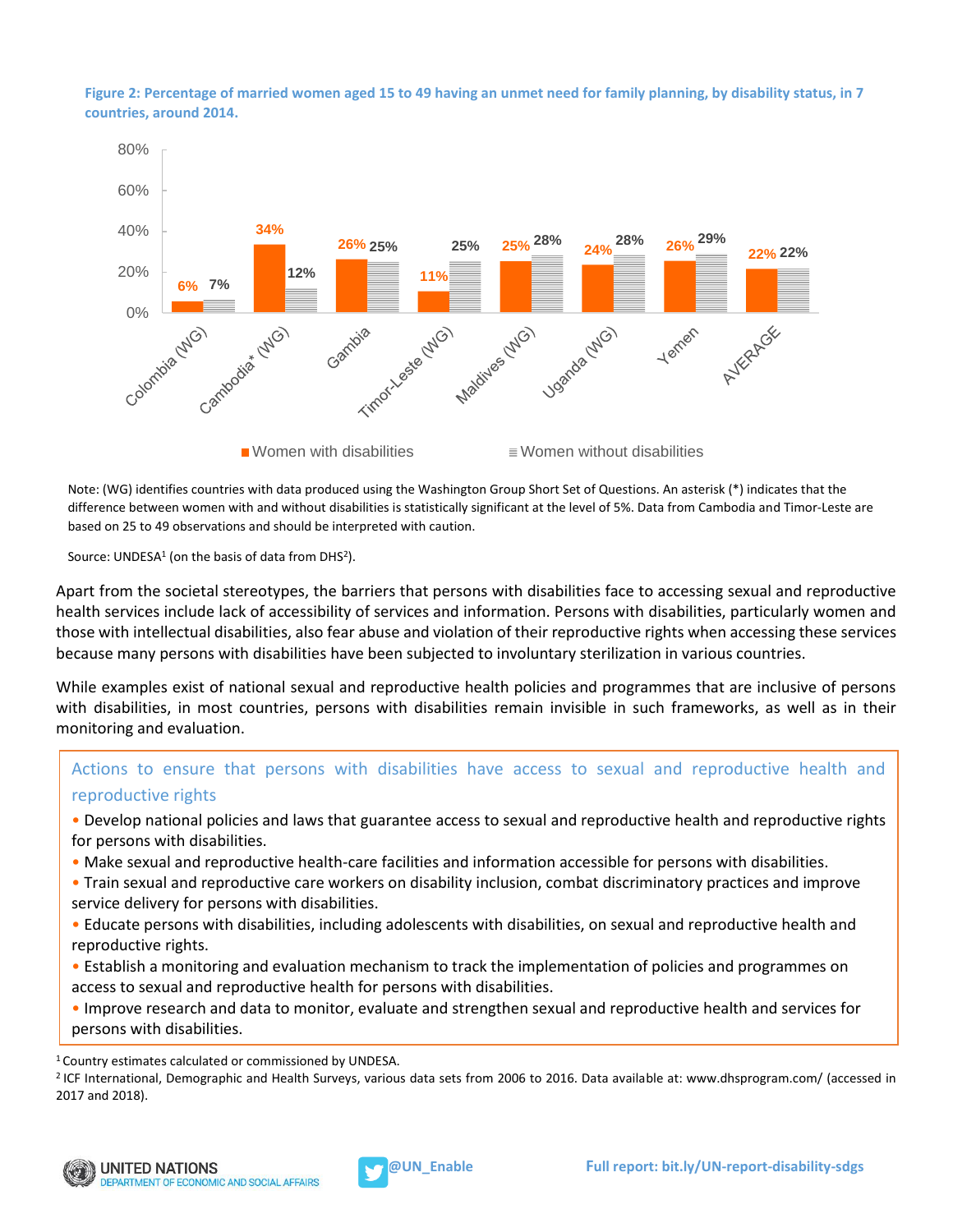**Figure 2: Percentage of married women aged 15 to 49 having an unmet need for family planning, by disability status, in 7 countries, around 2014.**

80%
60%
40%
20%
0%

Colombia (WG): 6% 7%
Cambodia* (WG): 34% 12%
Gambia: 26% 25%
Timor-Leste (WG): 11% 25%
Maldives (WG): 25% 28%
Uganda (WG): 24% 28%
Yemen: 26% 29%
AVERAGE: 22% 22%

Women with disabilities
Women without disabilities

Note: (WG) identifies countries with data produced using the Washington Group Short Set of Questions. An asterisk (*) indicates that the difference between women with and without disabilities is statistically significant at the level of 5%. Data from Cambodia and Timor-Leste are based on 25 to 49 observations and should be interpreted with caution.

Source: UNDESA[1] (on the basis of data from DHS[2]).

Apart from the societal stereotypes, the barriers that persons with disabilities face to accessing sexual and reproductive health services include lack of accessibility of services and information. Persons with disabilities, particularly women and those with intellectual disabilities, also fear abuse and violation of their reproductive rights when accessing these services because many persons with disabilities have been subjected to involuntary sterilization in various countries.

While examples exist of national sexual and reproductive health policies and programmes that are inclusive of persons with disabilities, in most countries, persons with disabilities remain invisible in such frameworks, as well as in their monitoring and evaluation.

### Actions to ensure that persons with disabilities have access to sexual and reproductive health and reproductive rights

- Develop national policies and laws that guarantee access to sexual and reproductive health and reproductive rights for persons with disabilities.
- Make sexual and reproductive health-care facilities and information accessible for persons with disabilities.
- Train sexual and reproductive care workers on disability inclusion, combat discriminatory practices and improve service delivery for persons with disabilities.
- Educate persons with disabilities, including adolescents with disabilities, on sexual and reproductive health and reproductive rights.
- Establish a monitoring and evaluation mechanism to track the implementation of policies and programmes on access to sexual and reproductive health for persons with disabilities.
- Improve research and data to monitor, evaluate and strengthen sexual and reproductive health and services for persons with disabilities.

[1] Country estimates calculated or commissioned by UNDESA.

[2] ICF International, Demographic and Health Surveys, various data sets from 2006 to 2016. Data available at: www.dhsprogram.com/ (accessed in 2017 and 2018).

UNITED NATIONS
DEPARTMENT OF ECONOMIC AND SOCIAL AFFAIRS

@UN_Enable

Full report: bit.ly/UN-report-disability-sdgs